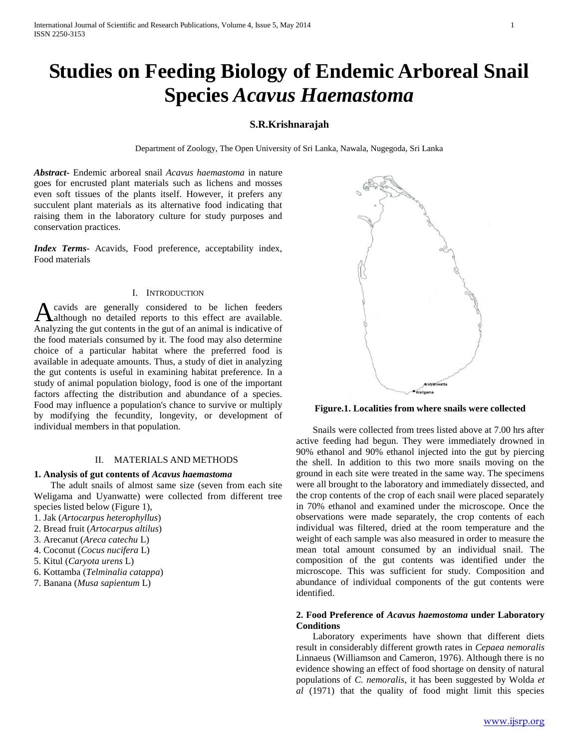# Studies on Feeding Biology of Endemic Arboreal Snail Species *Acavus Haemastoma*

**S.R.Krishnarajah**

Department of Zoology, The Open University of Sri Lanka, Nawala, Nugegoda, Sri Lanka

***Abstract***- Endemic arboreal snail *Acavus haemastoma* in nature goes for encrusted plant materials such as lichens and mosses even soft tissues of the plants itself. However, it prefers any succulent plant materials as its alternative food indicating that raising them in the laboratory culture for study purposes and conservation practices.

***Index Terms***- Acavids, Food preference, acceptability index, Food materials

## I. Introduction

Acavids are generally considered to be lichen feeders although no detailed reports to this effect are available. Analyzing the gut contents in the gut of an animal is indicative of the food materials consumed by it. The food may also determine choice of a particular habitat where the preferred food is available in adequate amounts. Thus, a study of diet in analyzing the gut contents is useful in examining habitat preference. In a study of animal population biology, food is one of the important factors affecting the distribution and abundance of a species. Food may influence a population's chance to survive or multiply by modifying the fecundity, longevity, or development of individual members in that population.

## II. Materials and Methods

### 1. Analysis of gut contents of *Acavus haemastoma*

The adult snails of almost same size (seven from each site Weligama and Uyanwatte) were collected from different tree species listed below (Figure 1),

1. Jak (*Artocarpus heterophyllus*)
2. Bread fruit (*Artocarpus altilus*)
3. Arecanut (*Areca catechu* L)
4. Coconut (*Cocus nucifera* L)
5. Kitul (*Caryota urens* L)
6. Kottamba (*Telminalia catappa*)
7. Banana (*Musa sapientum* L)

**Figure.1. Localities from where snails were collected**

Snails were collected from trees listed above at 7.00 hrs after active feeding had begun. They were immediately drowned in 90% ethanol and 90% ethanol injected into the gut by piercing the shell. In addition to this two more snails moving on the ground in each site were treated in the same way. The specimens were all brought to the laboratory and immediately dissected, and the crop contents of the crop of each snail were placed separately in 70% ethanol and examined under the microscope. Once the observations were made separately, the crop contents of each individual was filtered, dried at the room temperature and the weight of each sample was also measured in order to measure the mean total amount consumed by an individual snail. The composition of the gut contents was identified under the microscope. This was sufficient for study. Composition and abundance of individual components of the gut contents were identified.

### 2. Food Preference of *Acavus haemostoma* under Laboratory Conditions

Laboratory experiments have shown that different diets result in considerably different growth rates in *Cepaea nemoralis* Linnaeus (Williamson and Cameron, 1976). Although there is no evidence showing an effect of food shortage on density of natural populations of *C. nemoralis,* it has been suggested by Wolda *et al* (1971) that the quality of food might limit this species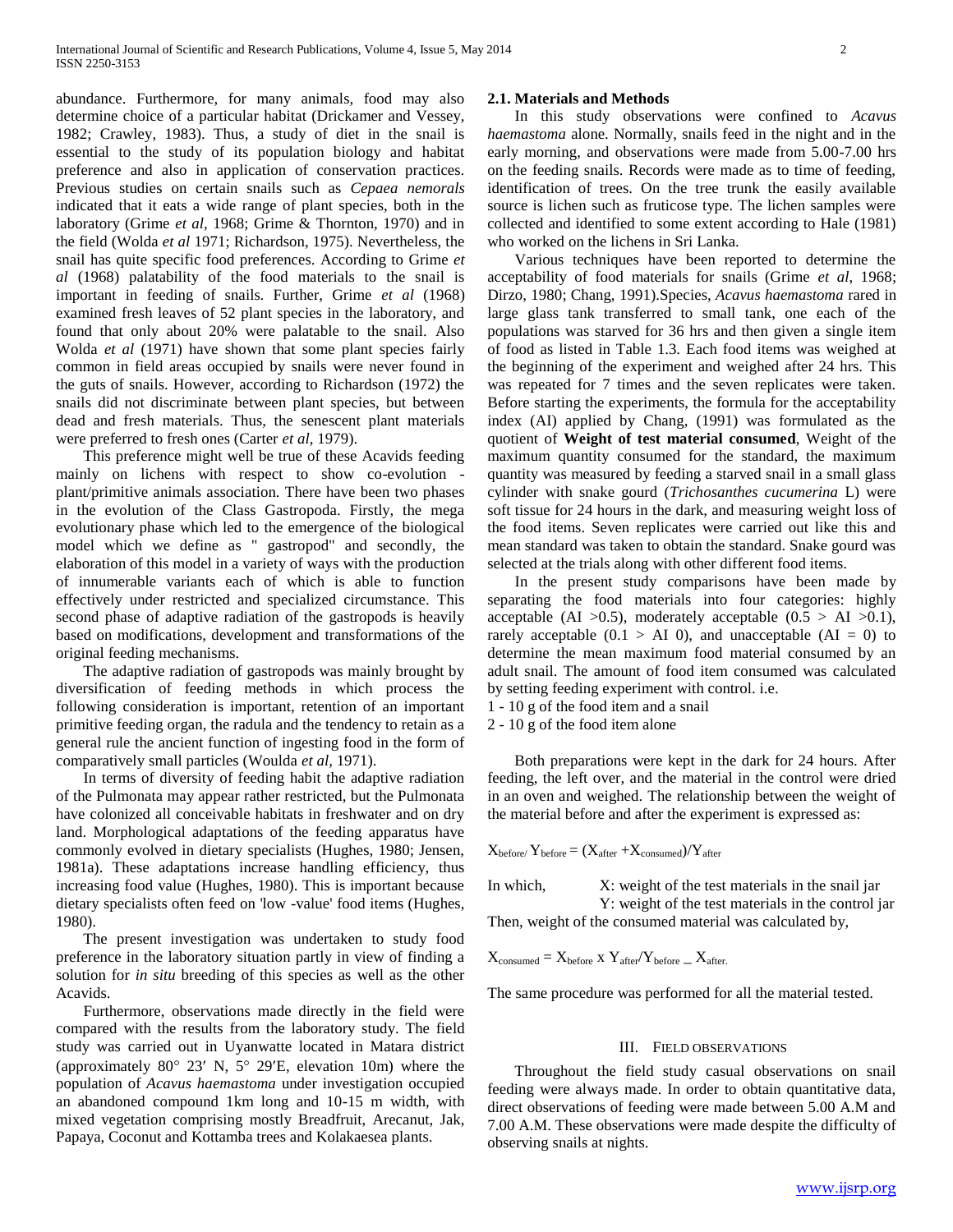abundance. Furthermore, for many animals, food may also determine choice of a particular habitat (Drickamer and Vessey, 1982; Crawley, 1983). Thus, a study of diet in the snail is essential to the study of its population biology and habitat preference and also in application of conservation practices. Previous studies on certain snails such as *Cepaea nemorals* indicated that it eats a wide range of plant species, both in the laboratory (Grime *et al*, 1968; Grime & Thornton, 1970) and in the field (Wolda *et al* 1971; Richardson, 1975). Nevertheless, the snail has quite specific food preferences. According to Grime *et al* (1968) palatability of the food materials to the snail is important in feeding of snails. Further, Grime *et al* (1968) examined fresh leaves of 52 plant species in the laboratory, and found that only about 20% were palatable to the snail. Also Wolda *et al* (1971) have shown that some plant species fairly common in field areas occupied by snails were never found in the guts of snails. However, according to Richardson (1972) the snails did not discriminate between plant species, but between dead and fresh materials. Thus, the senescent plant materials were preferred to fresh ones (Carter *et al*, 1979).

This preference might well be true of these Acavids feeding mainly on lichens with respect to show co-evolution - plant/primitive animals association. There have been two phases in the evolution of the Class Gastropoda. Firstly, the mega evolutionary phase which led to the emergence of the biological model which we define as " gastropod" and secondly, the elaboration of this model in a variety of ways with the production of innumerable variants each of which is able to function effectively under restricted and specialized circumstance. This second phase of adaptive radiation of the gastropods is heavily based on modifications, development and transformations of the original feeding mechanisms.

The adaptive radiation of gastropods was mainly brought by diversification of feeding methods in which process the following consideration is important, retention of an important primitive feeding organ, the radula and the tendency to retain as a general rule the ancient function of ingesting food in the form of comparatively small particles (Woulda *et al*, 1971).

In terms of diversity of feeding habit the adaptive radiation of the Pulmonata may appear rather restricted, but the Pulmonata have colonized all conceivable habitats in freshwater and on dry land. Morphological adaptations of the feeding apparatus have commonly evolved in dietary specialists (Hughes, 1980; Jensen, 1981a). These adaptations increase handling efficiency, thus increasing food value (Hughes, 1980). This is important because dietary specialists often feed on 'low -value' food items (Hughes, 1980).

The present investigation was undertaken to study food preference in the laboratory situation partly in view of finding a solution for *in situ* breeding of this species as well as the other Acavids.

Furthermore, observations made directly in the field were compared with the results from the laboratory study. The field study was carried out in Uyanwatte located in Matara district (approximately 80° 23′ N, 5° 29′E, elevation 10m) where the population of *Acavus haemastoma* under investigation occupied an abandoned compound 1km long and 10-15 m width, with mixed vegetation comprising mostly Breadfruit, Arecanut, Jak, Papaya, Coconut and Kottamba trees and Kolakaesea plants.

## 2.1. Materials and Methods

In this study observations were confined to *Acavus haemastoma* alone. Normally, snails feed in the night and in the early morning, and observations were made from 5.00-7.00 hrs on the feeding snails. Records were made as to time of feeding, identification of trees. On the tree trunk the easily available source is lichen such as fruticose type. The lichen samples were collected and identified to some extent according to Hale (1981) who worked on the lichens in Sri Lanka.

Various techniques have been reported to determine the acceptability of food materials for snails (Grime *et al*, 1968; Dirzo, 1980; Chang, 1991).Species, *Acavus haemastoma* rared in large glass tank transferred to small tank, one each of the populations was starved for 36 hrs and then given a single item of food as listed in Table 1.3. Each food items was weighed at the beginning of the experiment and weighed after 24 hrs. This was repeated for 7 times and the seven replicates were taken. Before starting the experiments, the formula for the acceptability index (AI) applied by Chang, (1991) was formulated as the quotient of **Weight of test material consumed**, Weight of the maximum quantity consumed for the standard, the maximum quantity was measured by feeding a starved snail in a small glass cylinder with snake gourd (*Trichosanthes cucumerina* L) were soft tissue for 24 hours in the dark, and measuring weight loss of the food items. Seven replicates were carried out like this and mean standard was taken to obtain the standard. Snake gourd was selected at the trials along with other different food items.

In the present study comparisons have been made by separating the food materials into four categories: highly acceptable (AI >0.5), moderately acceptable (0.5 > AI >0.1), rarely acceptable (0.1 > AI 0), and unacceptable (AI = 0) to determine the mean maximum food material consumed by an adult snail. The amount of food item consumed was calculated by setting feeding experiment with control. i.e.

1 - 10 g of the food item and a snail
2 - 10 g of the food item alone

Both preparations were kept in the dark for 24 hours. After feeding, the left over, and the material in the control were dried in an oven and weighed. The relationship between the weight of the material before and after the experiment is expressed as:

$$X_{before/}\, Y_{before} = (X_{after} + X_{consumed})/Y_{after}$$

In which, X: weight of the test materials in the snail jar
Y: weight of the test materials in the control jar

Then, weight of the consumed material was calculated by,

$$X_{consumed} = X_{before} \times Y_{after}/Y_{before} - X_{after.}$$

The same procedure was performed for all the material tested.

# III. Field Observations

Throughout the field study casual observations on snail feeding were always made. In order to obtain quantitative data, direct observations of feeding were made between 5.00 A.M and 7.00 A.M. These observations were made despite the difficulty of observing snails at nights.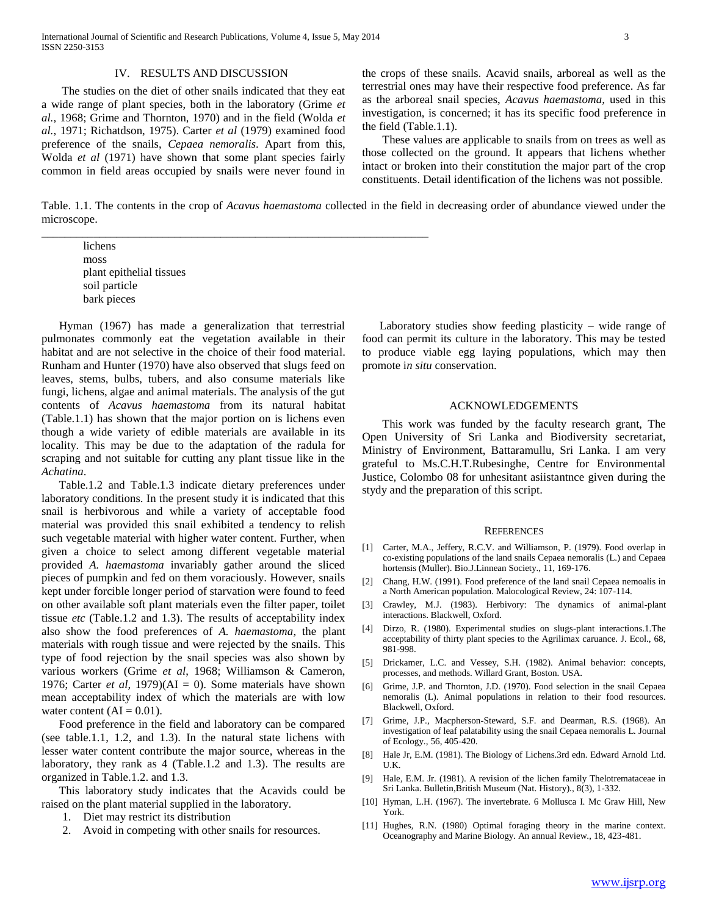## IV. RESULTS AND DISCUSSION

The studies on the diet of other snails indicated that they eat a wide range of plant species, both in the laboratory (Grime *et al.*, 1968; Grime and Thornton, 1970) and in the field (Wolda *et al.*, 1971; Richatdson, 1975). Carter *et al* (1979) examined food preference of the snails, *Cepaea nemoralis*. Apart from this, Wolda *et al* (1971) have shown that some plant species fairly common in field areas occupied by snails were never found in the crops of these snails. Acavid snails, arboreal as well as the terrestrial ones may have their respective food preference. As far as the arboreal snail species, *Acavus haemastoma*, used in this investigation, is concerned; it has its specific food preference in the field (Table.1.1).

These values are applicable to snails from on trees as well as those collected on the ground. It appears that lichens whether intact or broken into their constitution the major part of the crop constituents. Detail identification of the lichens was not possible.

Table. 1.1. The contents in the crop of *Acavus haemastoma* collected in the field in decreasing order of abundance viewed under the microscope.

lichens
moss
plant epithelial tissues
soil particle
bark pieces

Hyman (1967) has made a generalization that terrestrial pulmonates commonly eat the vegetation available in their habitat and are not selective in the choice of their food material. Runham and Hunter (1970) have also observed that slugs feed on leaves, stems, bulbs, tubers, and also consume materials like fungi, lichens, algae and animal materials. The analysis of the gut contents of *Acavus haemastoma* from its natural habitat (Table.1.1) has shown that the major portion on is lichens even though a wide variety of edible materials are available in its locality. This may be due to the adaptation of the radula for scraping and not suitable for cutting any plant tissue like in the *Achatina*.

Table.1.2 and Table.1.3 indicate dietary preferences under laboratory conditions. In the present study it is indicated that this snail is herbivorous and while a variety of acceptable food material was provided this snail exhibited a tendency to relish such vegetable material with higher water content. Further, when given a choice to select among different vegetable material provided *A. haemastoma* invariably gather around the sliced pieces of pumpkin and fed on them voraciously. However, snails kept under forcible longer period of starvation were found to feed on other available soft plant materials even the filter paper, toilet tissue *etc* (Table.1.2 and 1.3). The results of acceptability index also show the food preferences of *A. haemastoma,* the plant materials with rough tissue and were rejected by the snails. This type of food rejection by the snail species was also shown by various workers (Grime *et al*, 1968; Williamson & Cameron, 1976; Carter *et al,* 1979)(AI = 0). Some materials have shown mean acceptability index of which the materials are with low water content (AI = 0.01).

Food preference in the field and laboratory can be compared (see table.1.1, 1.2, and 1.3). In the natural state lichens with lesser water content contribute the major source, whereas in the laboratory, they rank as 4 (Table.1.2 and 1.3). The results are organized in Table.1.2. and 1.3.

This laboratory study indicates that the Acavids could be raised on the plant material supplied in the laboratory.

1. Diet may restrict its distribution
2. Avoid in competing with other snails for resources.

Laboratory studies show feeding plasticity – wide range of food can permit its culture in the laboratory. This may be tested to produce viable egg laying populations, which may then promote i*n situ* conservation.

## ACKNOWLEDGEMENTS

This work was funded by the faculty research grant, The Open University of Sri Lanka and Biodiversity secretariat, Ministry of Environment, Battaramullu, Sri Lanka. I am very grateful to Ms.C.H.T.Rubesinghe, Centre for Environmental Justice, Colombo 08 for unhesitant asiistantnce given during the stydy and the preparation of this script.

## REFERENCES

[1] Carter, M.A., Jeffery, R.C.V. and Williamson, P. (1979). Food overlap in co-existing populations of the land snails Cepaea nemoralis (L.) and Cepaea hortensis (Muller). Bio.J.Linnean Society., 11, 169-176.

[2] Chang, H.W. (1991). Food preference of the land snail Cepaea nemoalis in a North American population. Malocological Review, 24: 107-114.

[3] Crawley, M.J. (1983). Herbivory: The dynamics of animal-plant interactions. Blackwell, Oxford.

[4] Dirzo, R. (1980). Experimental studies on slugs-plant interactions.1.The acceptability of thirty plant species to the Agrilimax caruance. J. Ecol., 68, 981-998.

[5] Drickamer, L.C. and Vessey, S.H. (1982). Animal behavior: concepts, processes, and methods. Willard Grant, Boston. USA.

[6] Grime, J.P. and Thornton, J.D. (1970). Food selection in the snail Cepaea nemoralis (L). Animal populations in relation to their food resources. Blackwell, Oxford.

[7] Grime, J.P., Macpherson-Steward, S.F. and Dearman, R.S. (1968). An investigation of leaf palatability using the snail Cepaea nemoralis L. Journal of Ecology., 56, 405-420.

[8] Hale Jr, E.M. (1981). The Biology of Lichens.3rd edn. Edward Arnold Ltd. U.K.

[9] Hale, E.M. Jr. (1981). A revision of the lichen family Thelotremataceae in Sri Lanka. Bulletin,British Museum (Nat. History)., 8(3), 1-332.

[10] Hyman, L.H. (1967). The invertebrate. 6 Mollusca I. Mc Graw Hill, New York.

[11] Hughes, R.N. (1980) Optimal foraging theory in the marine context. Oceanography and Marine Biology. An annual Review., 18, 423-481.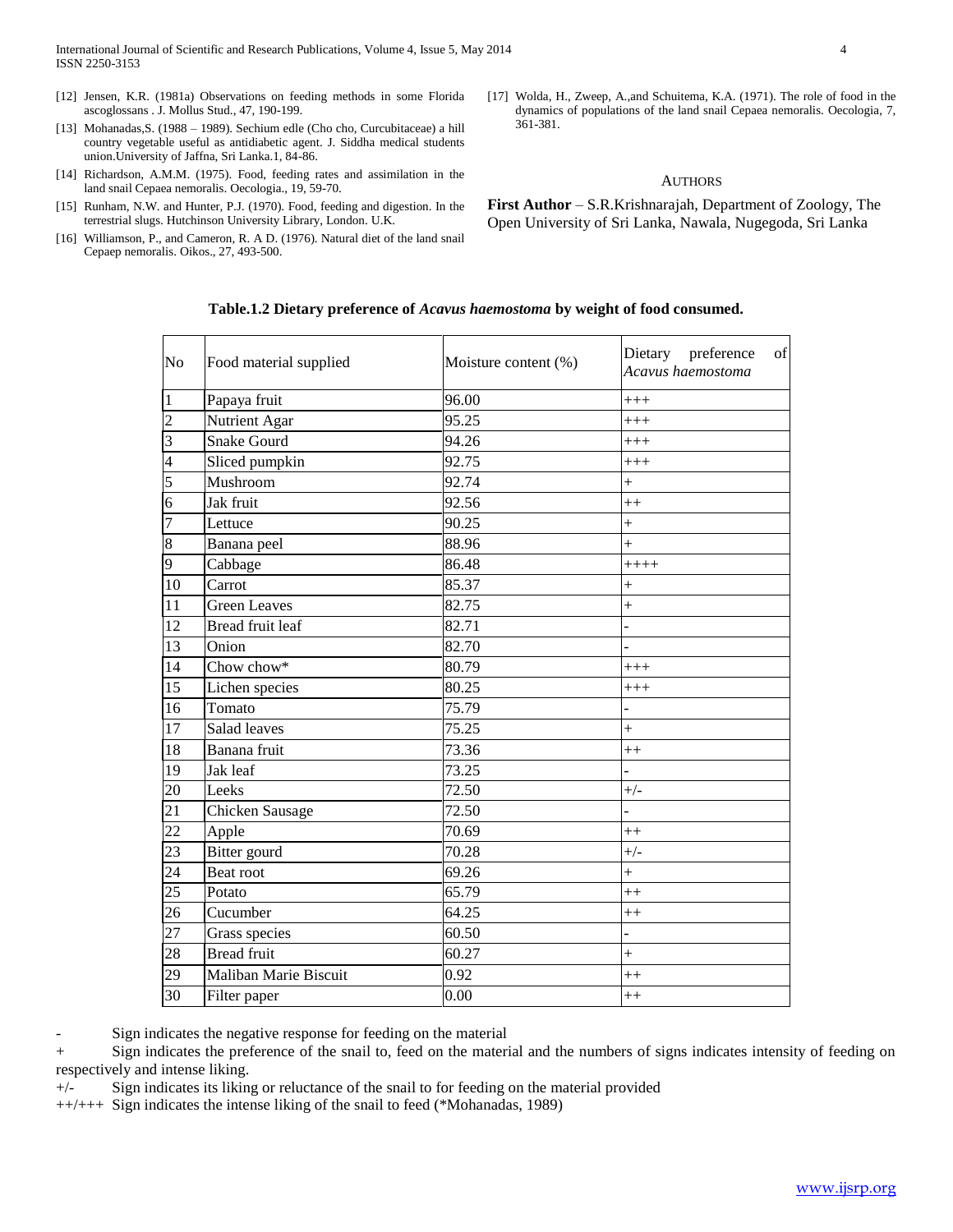[12] Jensen, K.R. (1981a) Observations on feeding methods in some Florida ascoglossans . J. Mollus Stud., 47, 190-199.

[13] Mohanadas,S. (1988 – 1989). Sechium edle (Cho cho, Curcubitaceae) a hill country vegetable useful as antidiabetic agent. J. Siddha medical students union.University of Jaffna, Sri Lanka.1, 84-86.

[14] Richardson, A.M.M. (1975). Food, feeding rates and assimilation in the land snail Cepaea nemoralis. Oecologia., 19, 59-70.

[15] Runham, N.W. and Hunter, P.J. (1970). Food, feeding and digestion. In the terrestrial slugs. Hutchinson University Library, London. U.K.

[16] Williamson, P., and Cameron, R. A D. (1976). Natural diet of the land snail Cepaep nemoralis. Oikos., 27, 493-500.

[17] Wolda, H., Zweep, A.,and Schuitema, K.A. (1971). The role of food in the dynamics of populations of the land snail Cepaea nemoralis. Oecologia, 7, 361-381.

## AUTHORS

**First Author** – S.R.Krishnarajah, Department of Zoology, The Open University of Sri Lanka, Nawala, Nugegoda, Sri Lanka

**Table.1.2 Dietary preference of *Acavus haemostoma* by weight of food consumed.**

| No | Food material supplied | Moisture content (%) | Dietary preference of *Acavus haemostoma* |
|---|---|---|---|
| 1 | Papaya fruit | 96.00 | +++ |
| 2 | Nutrient Agar | 95.25 | +++ |
| 3 | Snake Gourd | 94.26 | +++ |
| 4 | Sliced pumpkin | 92.75 | +++ |
| 5 | Mushroom | 92.74 | + |
| 6 | Jak fruit | 92.56 | ++ |
| 7 | Lettuce | 90.25 | + |
| 8 | Banana peel | 88.96 | + |
| 9 | Cabbage | 86.48 | ++++ |
| 10 | Carrot | 85.37 | + |
| 11 | Green Leaves | 82.75 | + |
| 12 | Bread fruit leaf | 82.71 | - |
| 13 | Onion | 82.70 | - |
| 14 | Chow chow* | 80.79 | +++ |
| 15 | Lichen species | 80.25 | +++ |
| 16 | Tomato | 75.79 | - |
| 17 | Salad leaves | 75.25 | + |
| 18 | Banana fruit | 73.36 | ++ |
| 19 | Jak leaf | 73.25 | - |
| 20 | Leeks | 72.50 | +/- |
| 21 | Chicken Sausage | 72.50 | - |
| 22 | Apple | 70.69 | ++ |
| 23 | Bitter gourd | 70.28 | +/- |
| 24 | Beat root | 69.26 | + |
| 25 | Potato | 65.79 | ++ |
| 26 | Cucumber | 64.25 | ++ |
| 27 | Grass species | 60.50 | - |
| 28 | Bread fruit | 60.27 | + |
| 29 | Maliban Marie Biscuit | 0.92 | ++ |
| 30 | Filter paper | 0.00 | ++ |

\- Sign indicates the negative response for feeding on the material

\+ Sign indicates the preference of the snail to, feed on the material and the numbers of signs indicates intensity of feeding on respectively and intense liking.

+/- Sign indicates its liking or reluctance of the snail to for feeding on the material provided

++/+++ Sign indicates the intense liking of the snail to feed (*Mohanadas, 1989)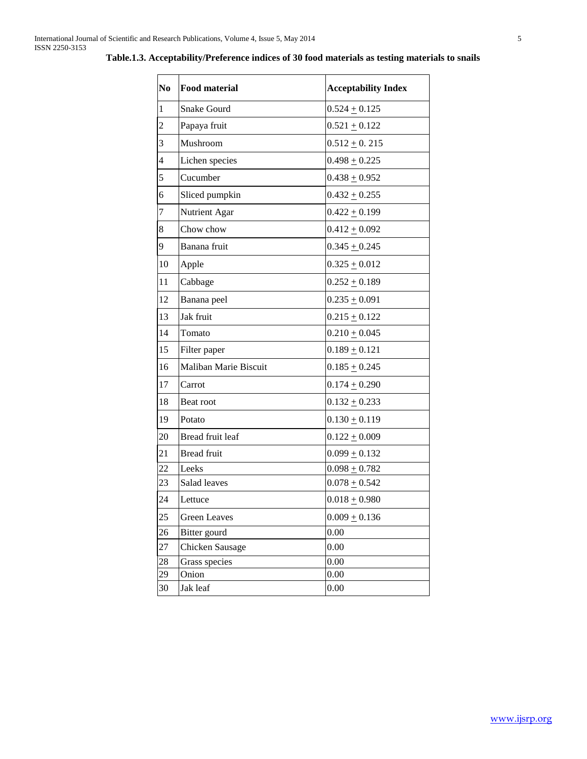**Table.1.3. Acceptability/Preference indices of 30 food materials as testing materials to snails**

| No | Food material | Acceptability Index |
|---|---|---|
| 1 | Snake Gourd | $0.524 \pm 0.125$ |
| 2 | Papaya fruit | $0.521 \pm 0.122$ |
| 3 | Mushroom | $0.512 \pm 0.215$ |
| 4 | Lichen species | $0.498 \pm 0.225$ |
| 5 | Cucumber | $0.438 \pm 0.952$ |
| 6 | Sliced pumpkin | $0.432 \pm 0.255$ |
| 7 | Nutrient Agar | $0.422 \pm 0.199$ |
| 8 | Chow chow | $0.412 \pm 0.092$ |
| 9 | Banana fruit | $0.345 \pm 0.245$ |
| 10 | Apple | $0.325 \pm 0.012$ |
| 11 | Cabbage | $0.252 \pm 0.189$ |
| 12 | Banana peel | $0.235 \pm 0.091$ |
| 13 | Jak fruit | $0.215 \pm 0.122$ |
| 14 | Tomato | $0.210 \pm 0.045$ |
| 15 | Filter paper | $0.189 \pm 0.121$ |
| 16 | Maliban Marie Biscuit | $0.185 \pm 0.245$ |
| 17 | Carrot | $0.174 \pm 0.290$ |
| 18 | Beat root | $0.132 \pm 0.233$ |
| 19 | Potato | $0.130 \pm 0.119$ |
| 20 | Bread fruit leaf | $0.122 \pm 0.009$ |
| 21 | Bread fruit | $0.099 \pm 0.132$ |
| 22 | Leeks | $0.098 \pm 0.782$ |
| 23 | Salad leaves | $0.078 \pm 0.542$ |
| 24 | Lettuce | $0.018 \pm 0.980$ |
| 25 | Green Leaves | $0.009 \pm 0.136$ |
| 26 | Bitter gourd | 0.00 |
| 27 | Chicken Sausage | 0.00 |
| 28 | Grass species | 0.00 |
| 29 | Onion | 0.00 |
| 30 | Jak leaf | 0.00 |